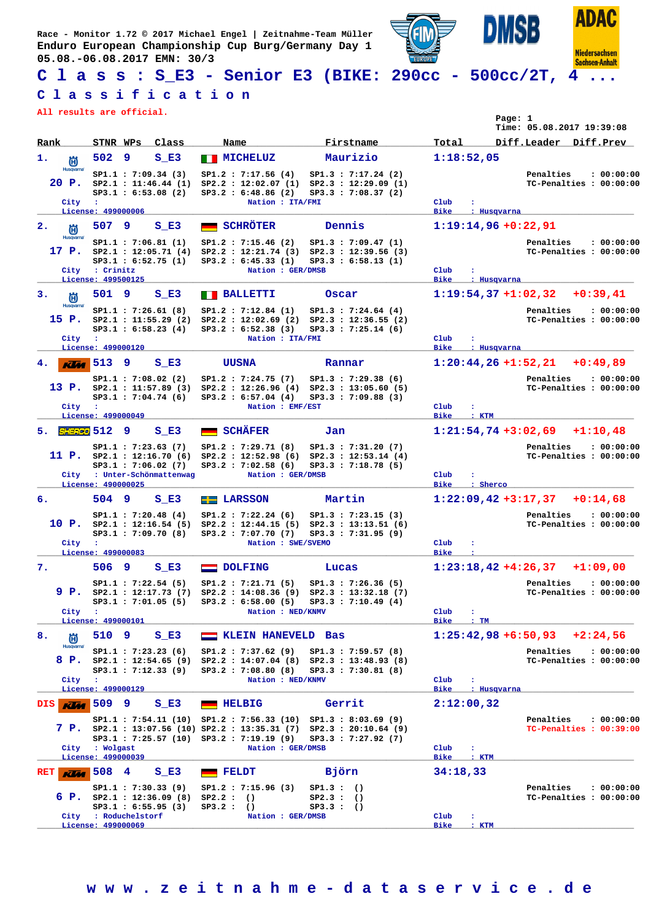Race - Monitor 1.72 © 2017 Michael Engel | Zeitnahme-Team Müller
Enduro European Championship Cup Burg/Germany Day 1
05.08.-06.08.2017 EMN: 30/3

# C l a s s : S_E3 - Senior E3 (BIKE: 290cc - 500cc/2T, 4 ...

## C l a s s i f i c a t i o n

All results are official.

Page: 1
Time: 05.08.2017 19:39:08

| Rank | STNR | WPs | Class | Name | Firstname | Total | Diff.Leader | Diff.Prev |
|---|---|---|---|---|---|---|---|---|
| 1. (20 P.) | 502 | 9 | S_E3 | MICHELUZ | Maurizio | 1:18:52,05 | | |
| 2. (17 P.) | 507 | 9 | S_E3 | SCHRÖTER | Dennis | 1:19:14,96 | +0:22,91 | |
| 3. (15 P.) | 501 | 9 | S_E3 | BALLETTI | Oscar | 1:19:54,37 | +1:02,32 | +0:39,41 |
| 4. (13 P.) | 513 | 9 | S_E3 | UUSNA | Rannar | 1:20:44,26 | +1:52,21 | +0:49,89 |
| 5. (11 P.) | 512 | 9 | S_E3 | SCHÄFER | Jan | 1:21:54,74 | +3:02,69 | +1:10,48 |
| 6. (10 P.) | 504 | 9 | S_E3 | LARSSON | Martin | 1:22:09,42 | +3:17,37 | +0:14,68 |
| 7. (9 P.) | 506 | 9 | S_E3 | DOLFING | Lucas | 1:23:18,42 | +4:26,37 | +1:09,00 |
| 8. (8 P.) | 510 | 9 | S_E3 | KLEIN HANEVELD | Bas | 1:25:42,98 | +6:50,93 | +2:24,56 |
| DIS (7 P.) | 509 | 9 | S_E3 | HELBIG | Gerrit | 2:12:00,32 | | |
| RET (6 P.) | 508 | 4 | S_E3 | FELDT | Björn | 34:18,33 | | |

**1. 502 MICHELUZ Maurizio** (20 P.)
SP1.1 : 7:09.34 (3) | SP1.2 : 7:17.56 (4) | SP1.3 : 7:17.24 (2)
SP2.1 : 11:46.44 (1) | SP2.2 : 12:02.07 (1) | SP2.3 : 12:29.09 (1)
SP3.1 : 6:53.08 (2) | SP3.2 : 6:48.86 (2) | SP3.3 : 7:08.37 (2)
Penalties : 00:00:00 — TC-Penalties : 00:00:00
City : — Nation : ITA/FMI — Club : — Bike : Husqvarna
License: 499000006

**2. 507 SCHRÖTER Dennis** (17 P.)
SP1.1 : 7:06.81 (1) | SP1.2 : 7:15.46 (2) | SP1.3 : 7:09.47 (1)
SP2.1 : 12:05.71 (4) | SP2.2 : 12:21.74 (3) | SP2.3 : 12:39.56 (3)
SP3.1 : 6:52.75 (1) | SP3.2 : 6:45.33 (1) | SP3.3 : 6:58.13 (1)
Penalties : 00:00:00 — TC-Penalties : 00:00:00
City : Crinitz — Nation : GER/DMSB — Club : — Bike : Husqvarna
License: 499500125

**3. 501 BALLETTI Oscar** (15 P.)
SP1.1 : 7:26.61 (8) | SP1.2 : 7:12.84 (1) | SP1.3 : 7:24.64 (4)
SP2.1 : 11:55.29 (2) | SP2.2 : 12:02.69 (2) | SP2.3 : 12:36.55 (2)
SP3.1 : 6:58.23 (4) | SP3.2 : 6:52.38 (3) | SP3.3 : 7:25.14 (6)
Penalties : 00:00:00 — TC-Penalties : 00:00:00
City : — Nation : ITA/FMI — Club : — Bike : Husqvarna
License: 499000120

**4. 513 UUSNA Rannar** (13 P.)
SP1.1 : 7:08.02 (2) | SP1.2 : 7:24.75 (7) | SP1.3 : 7:29.38 (6)
SP2.1 : 11:57.89 (3) | SP2.2 : 12:26.96 (4) | SP2.3 : 13:05.60 (5)
SP3.1 : 7:04.74 (6) | SP3.2 : 6:57.04 (4) | SP3.3 : 7:09.88 (3)
Penalties : 00:00:00 — TC-Penalties : 00:00:00
City : — Nation : EMF/EST — Club : — Bike : KTM
License: 499000049

**5. 512 SCHÄFER Jan** (11 P.)
SP1.1 : 7:23.63 (7) | SP1.2 : 7:29.71 (8) | SP1.3 : 7:31.20 (7)
SP2.1 : 12:16.70 (6) | SP2.2 : 12:52.98 (6) | SP2.3 : 12:53.14 (4)
SP3.1 : 7:06.02 (7) | SP3.2 : 7:02.58 (6) | SP3.3 : 7:18.78 (5)
Penalties : 00:00:00 — TC-Penalties : 00:00:00
City : Unter-Schönmattenwag — Nation : GER/DMSB — Club : — Bike : Sherco
License: 490000025

**6. 504 LARSSON Martin** (10 P.)
SP1.1 : 7:20.48 (4) | SP1.2 : 7:22.24 (6) | SP1.3 : 7:23.15 (3)
SP2.1 : 12:16.54 (5) | SP2.2 : 12:44.15 (5) | SP2.3 : 13:13.51 (6)
SP3.1 : 7:09.70 (8) | SP3.2 : 7:07.70 (7) | SP3.3 : 7:31.95 (9)
Penalties : 00:00:00 — TC-Penalties : 00:00:00
City : — Nation : SWE/SVEMO — Club : — Bike :
License: 499000083

**7. 506 DOLFING Lucas** (9 P.)
SP1.1 : 7:22.54 (5) | SP1.2 : 7:21.71 (5) | SP1.3 : 7:26.36 (5)
SP2.1 : 12:17.73 (7) | SP2.2 : 14:08.36 (9) | SP2.3 : 13:32.18 (7)
SP3.1 : 7:01.05 (5) | SP3.2 : 6:58.00 (5) | SP3.3 : 7:10.49 (4)
Penalties : 00:00:00 — TC-Penalties : 00:00:00
City : — Nation : NED/KNMV — Club : — Bike : TM
License: 499000101

**8. 510 KLEIN HANEVELD Bas** (8 P.)
SP1.1 : 7:23.23 (6) | SP1.2 : 7:37.62 (9) | SP1.3 : 7:59.57 (8)
SP2.1 : 12:54.65 (9) | SP2.2 : 14:07.04 (8) | SP2.3 : 13:48.93 (8)
SP3.1 : 7:12.33 (9) | SP3.2 : 7:08.80 (8) | SP3.3 : 7:30.81 (8)
Penalties : 00:00:00 — TC-Penalties : 00:00:00
City : — Nation : NED/KNMV — Club : — Bike : Husqvarna
License: 499000129

**DIS 509 HELBIG Gerrit** (7 P.)
SP1.1 : 7:54.11 (10) | SP1.2 : 7:56.33 (10) | SP1.3 : 8:03.69 (9)
SP2.1 : 13:07.56 (10) | SP2.2 : 13:35.31 (7) | SP2.3 : 20:10.64 (9)
SP3.1 : 7:25.57 (10) | SP3.2 : 7:19.19 (9) | SP3.3 : 7:27.92 (7)
Penalties : 00:00:00 — TC-Penalties : 00:39:00
City : Wolgast — Nation : GER/DMSB — Club : — Bike : KTM
License: 499000039

**RET 508 FELDT Björn** (6 P.)
SP1.1 : 7:30.33 (9) | SP1.2 : 7:15.96 (3) | SP1.3 : ()
SP2.1 : 12:36.09 (8) | SP2.2 : () | SP2.3 : ()
SP3.1 : 6:55.95 (3) | SP3.2 : () | SP3.3 : ()
Penalties : 00:00:00 — TC-Penalties : 00:00:00
City : Roduchelstorf — Nation : GER/DMSB — Club : — Bike : KTM
License: 499000069

w w w . z e i t n a h m e - d a t a s e r v i c e . d e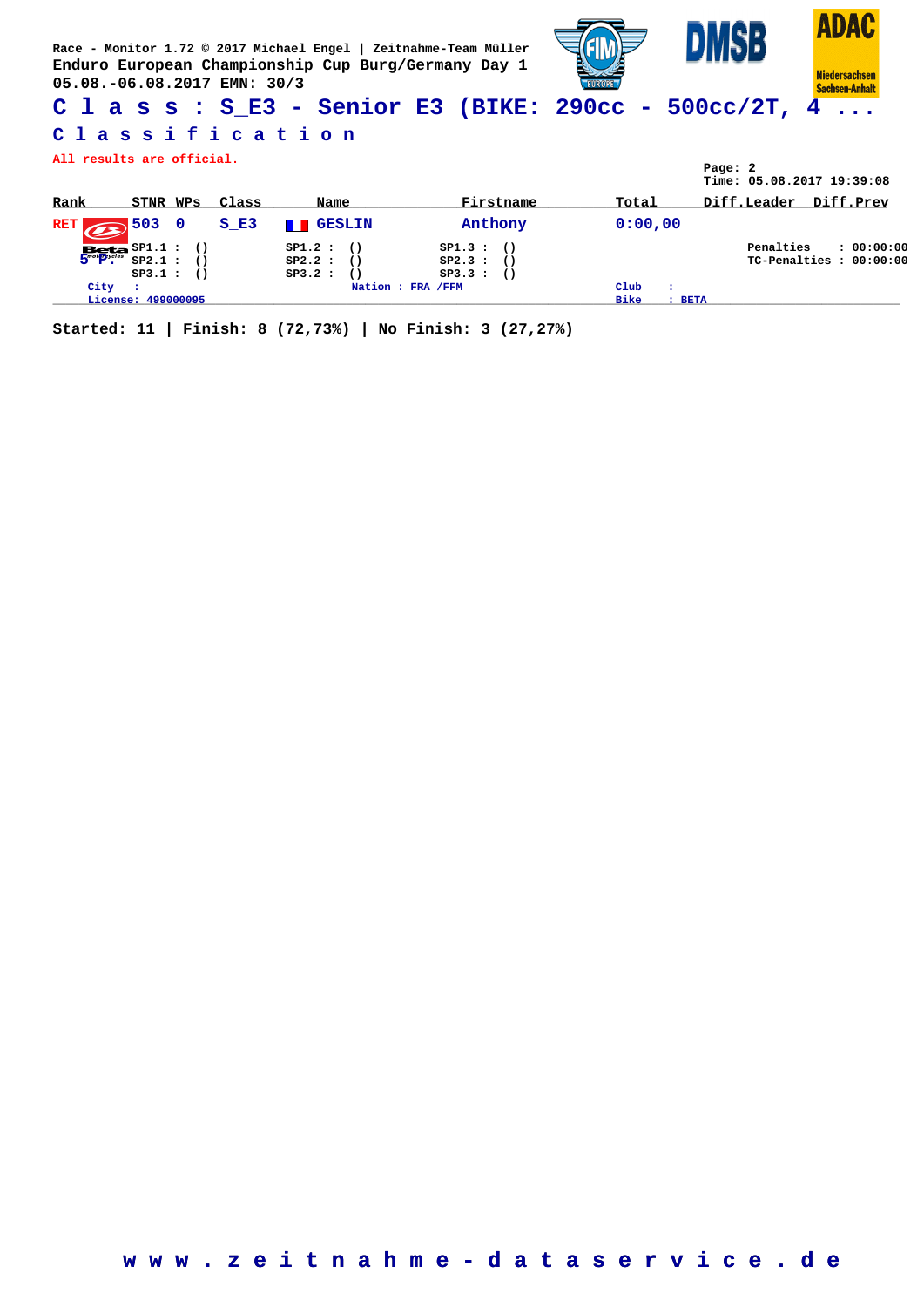Race - Monitor 1.72 © 2017 Michael Engel | Zeitnahme-Team Müller
Enduro European Championship Cup Burg/Germany Day 1
05.08.-06.08.2017 EMN: 30/3

# C l a s s : S_E3 - Senior E3 (BIKE: 290cc - 500cc/2T, 4 ...

## C l a s s i f i c a t i o n

All results are official.

Page: 2
Time: 05.08.2017 19:39:08

| Rank | STNR | WPs | Class | Name | Firstname | Total | Diff.Leader | Diff.Prev |
|---|---|---|---|---|---|---|---|---|
| RET | 503 | 0 | S_E3 | GESLIN | Anthony | 0:00,00 | | |

5 P.

SP1.1 : () SP1.2 : () SP1.3 : ()
SP2.1 : () SP2.2 : () SP2.3 : ()
SP3.1 : () SP3.2 : () SP3.3 : ()

Penalties : 00:00:00
TC-Penalties : 00:00:00

City :
License: 499000095
Nation : FRA /FFM
Club :
Bike : BETA

Started: 11 | Finish: 8 (72,73%) | No Finish: 3 (27,27%)

w w w . z e i t n a h m e - d a t a s e r v i c e . d e